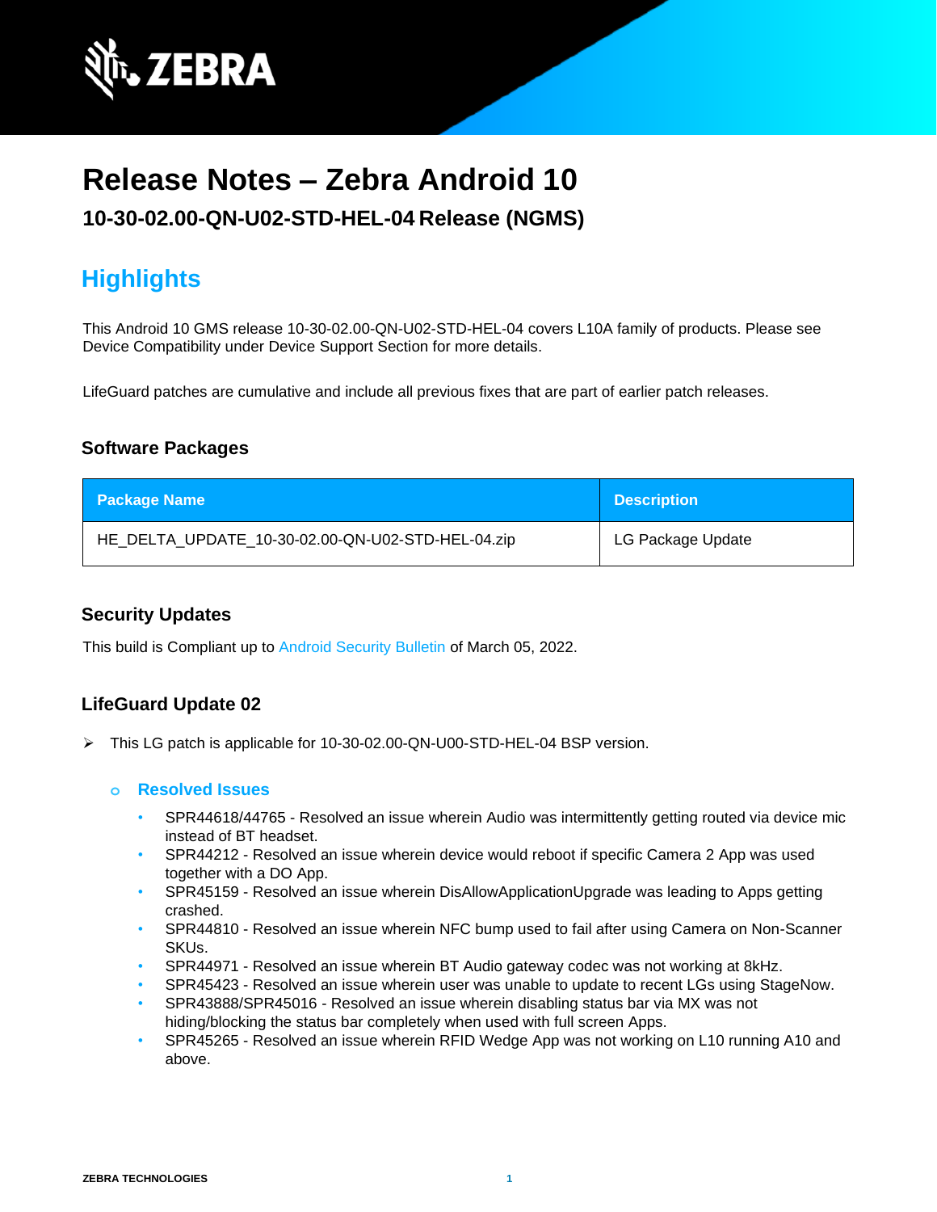# Release Notes – Zebra Android 10

## 10-30-02.00-QN-U02-STD-HEL-04 Release (NGMS)

## Highlights

This Android 10 GMS release 10-30-02.00-QN-U02-STD-HEL-04 covers L10A family of products. Please see Device Compatibility under Device Support Section for more details.

LifeGuard patches are cumulative and include all previous fixes that are part of earlier patch releases.

### Software Packages

| Package Name | Description |
| --- | --- |
| HE_DELTA_UPDATE_10-30-02.00-QN-U02-STD-HEL-04.zip | LG Package Update |

### Security Updates

This build is Compliant up to Android Security Bulletin of March 05, 2022.

### LifeGuard Update 02

- This LG patch is applicable for 10-30-02.00-QN-U00-STD-HEL-04 BSP version.
  - **Resolved Issues**
    - SPR44618/44765 - Resolved an issue wherein Audio was intermittently getting routed via device mic instead of BT headset.
    - SPR44212 - Resolved an issue wherein device would reboot if specific Camera 2 App was used together with a DO App.
    - SPR45159 - Resolved an issue wherein DisAllowApplicationUpgrade was leading to Apps getting crashed.
    - SPR44810 - Resolved an issue wherein NFC bump used to fail after using Camera on Non-Scanner SKUs.
    - SPR44971 - Resolved an issue wherein BT Audio gateway codec was not working at 8kHz.
    - SPR45423 - Resolved an issue wherein user was unable to update to recent LGs using StageNow.
    - SPR43888/SPR45016 - Resolved an issue wherein disabling status bar via MX was not hiding/blocking the status bar completely when used with full screen Apps.
    - SPR45265 - Resolved an issue wherein RFID Wedge App was not working on L10 running A10 and above.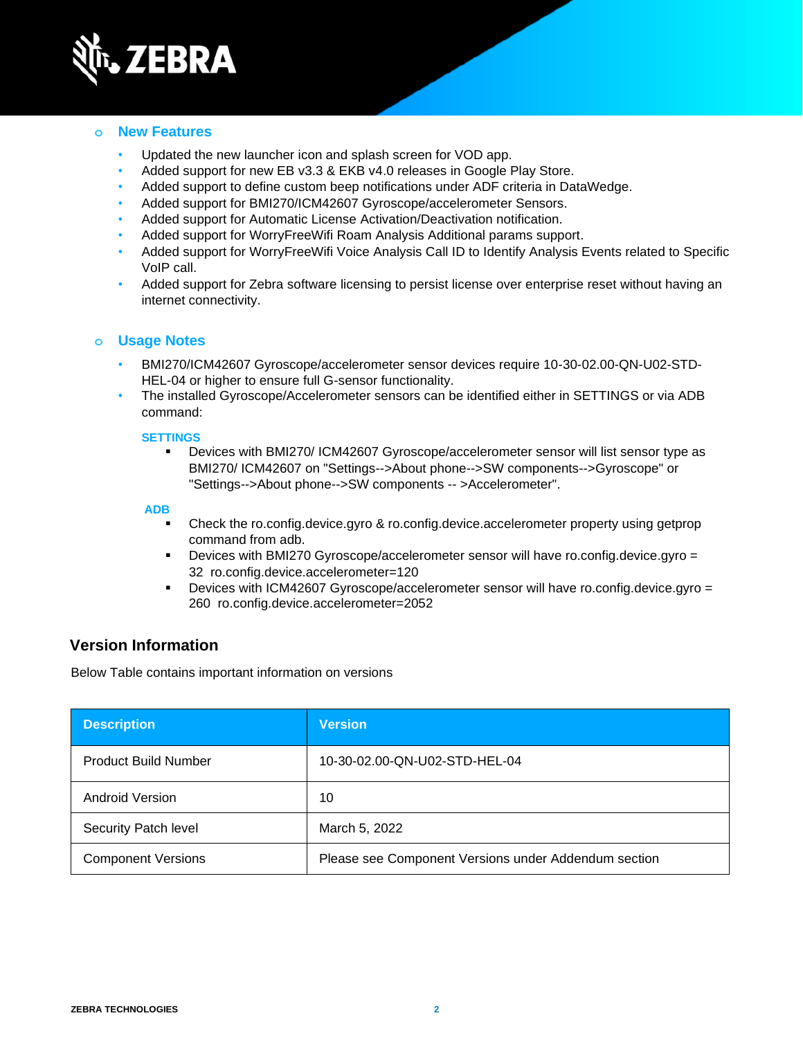### New Features

- Updated the new launcher icon and splash screen for VOD app.
- Added support for new EB v3.3 & EKB v4.0 releases in Google Play Store.
- Added support to define custom beep notifications under ADF criteria in DataWedge.
- Added support for BMI270/ICM42607 Gyroscope/accelerometer Sensors.
- Added support for Automatic License Activation/Deactivation notification.
- Added support for WorryFreeWifi Roam Analysis Additional params support.
- Added support for WorryFreeWifi Voice Analysis Call ID to Identify Analysis Events related to Specific VoIP call.
- Added support for Zebra software licensing to persist license over enterprise reset without having an internet connectivity.

### Usage Notes

- BMI270/ICM42607 Gyroscope/accelerometer sensor devices require 10-30-02.00-QN-U02-STD-HEL-04 or higher to ensure full G-sensor functionality.
- The installed Gyroscope/Accelerometer sensors can be identified either in SETTINGS or via ADB command:

**SETTINGS**

- Devices with BMI270/ ICM42607 Gyroscope/accelerometer sensor will list sensor type as BMI270/ ICM42607 on "Settings-->About phone-->SW components-->Gyroscope" or "Settings-->About phone-->SW components -- >Accelerometer".

**ADB**

- Check the ro.config.device.gyro & ro.config.device.accelerometer property using getprop command from adb.
- Devices with BMI270 Gyroscope/accelerometer sensor will have ro.config.device.gyro = 32 ro.config.device.accelerometer=120
- Devices with ICM42607 Gyroscope/accelerometer sensor will have ro.config.device.gyro = 260 ro.config.device.accelerometer=2052

## Version Information

Below Table contains important information on versions

| Description | Version |
| --- | --- |
| Product Build Number | 10-30-02.00-QN-U02-STD-HEL-04 |
| Android Version | 10 |
| Security Patch level | March 5, 2022 |
| Component Versions | Please see Component Versions under Addendum section |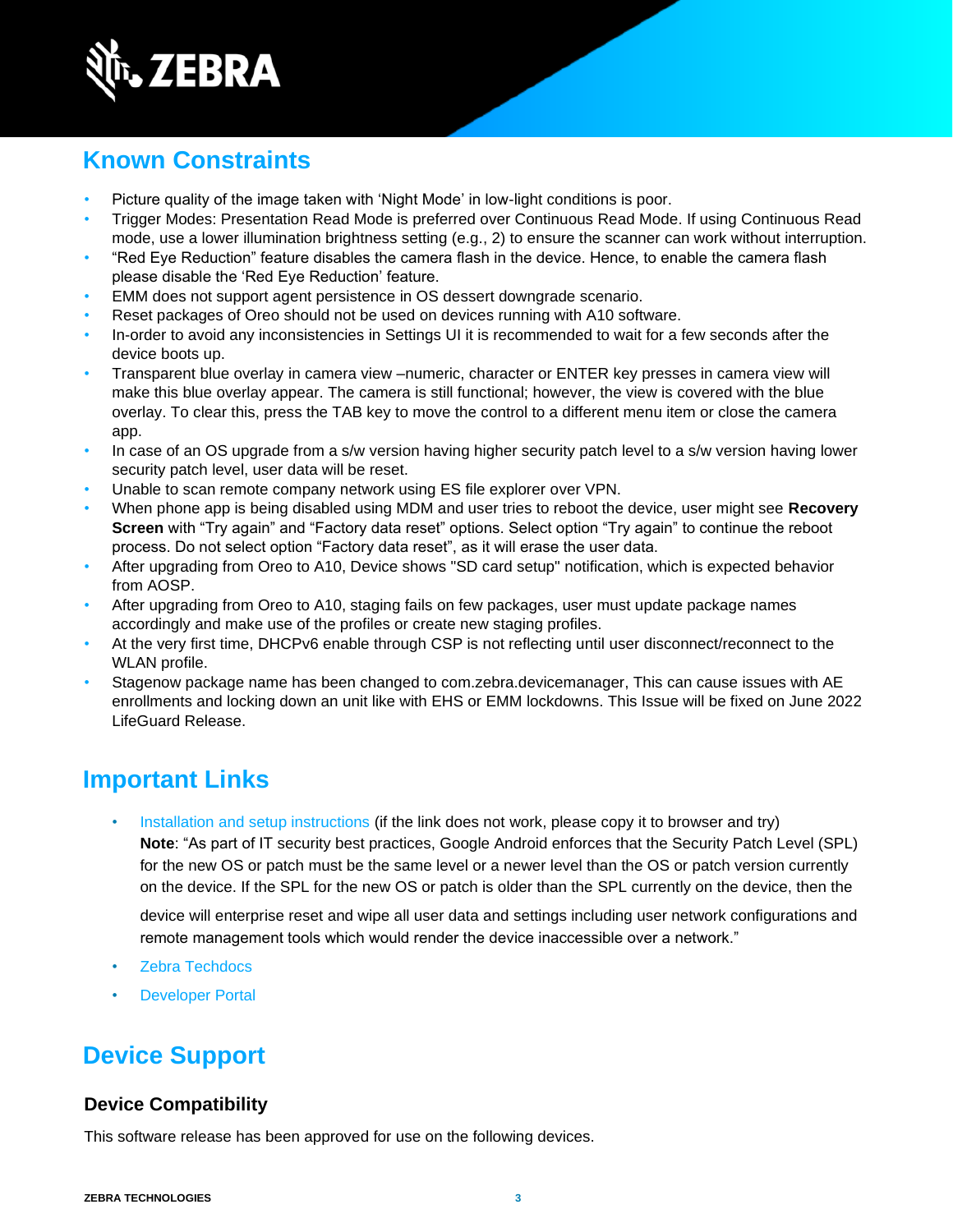## Known Constraints

- Picture quality of the image taken with 'Night Mode' in low-light conditions is poor.
- Trigger Modes: Presentation Read Mode is preferred over Continuous Read Mode. If using Continuous Read mode, use a lower illumination brightness setting (e.g., 2) to ensure the scanner can work without interruption.
- "Red Eye Reduction" feature disables the camera flash in the device. Hence, to enable the camera flash please disable the 'Red Eye Reduction' feature.
- EMM does not support agent persistence in OS dessert downgrade scenario.
- Reset packages of Oreo should not be used on devices running with A10 software.
- In-order to avoid any inconsistencies in Settings UI it is recommended to wait for a few seconds after the device boots up.
- Transparent blue overlay in camera view –numeric, character or ENTER key presses in camera view will make this blue overlay appear. The camera is still functional; however, the view is covered with the blue overlay. To clear this, press the TAB key to move the control to a different menu item or close the camera app.
- In case of an OS upgrade from a s/w version having higher security patch level to a s/w version having lower security patch level, user data will be reset.
- Unable to scan remote company network using ES file explorer over VPN.
- When phone app is being disabled using MDM and user tries to reboot the device, user might see **Recovery Screen** with "Try again" and "Factory data reset" options. Select option "Try again" to continue the reboot process. Do not select option "Factory data reset", as it will erase the user data.
- After upgrading from Oreo to A10, Device shows "SD card setup" notification, which is expected behavior from AOSP.
- After upgrading from Oreo to A10, staging fails on few packages, user must update package names accordingly and make use of the profiles or create new staging profiles.
- At the very first time, DHCPv6 enable through CSP is not reflecting until user disconnect/reconnect to the WLAN profile.
- Stagenow package name has been changed to com.zebra.devicemanager, This can cause issues with AE enrollments and locking down an unit like with EHS or EMM lockdowns. This Issue will be fixed on June 2022 LifeGuard Release.

## Important Links

- Installation and setup instructions (if the link does not work, please copy it to browser and try)
  **Note**: "As part of IT security best practices, Google Android enforces that the Security Patch Level (SPL) for the new OS or patch must be the same level or a newer level than the OS or patch version currently on the device. If the SPL for the new OS or patch is older than the SPL currently on the device, then the device will enterprise reset and wipe all user data and settings including user network configurations and remote management tools which would render the device inaccessible over a network."
- Zebra Techdocs
- Developer Portal

## Device Support

### Device Compatibility

This software release has been approved for use on the following devices.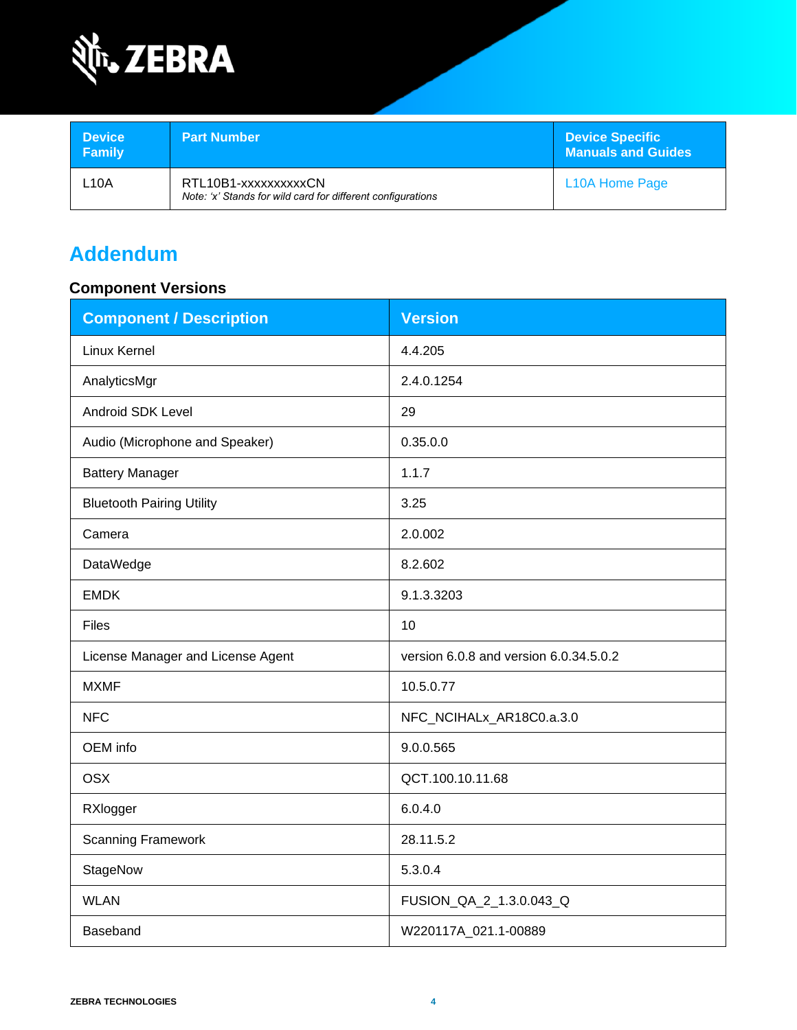| Device Family | Part Number | Device Specific Manuals and Guides |
| --- | --- | --- |
| L10A | RTL10B1-xxxxxxxxxxCN<br>*Note: 'x' Stands for wild card for different configurations* | L10A Home Page |

## Addendum

### Component Versions

| Component / Description | Version |
| --- | --- |
| Linux Kernel | 4.4.205 |
| AnalyticsMgr | 2.4.0.1254 |
| Android SDK Level | 29 |
| Audio (Microphone and Speaker) | 0.35.0.0 |
| Battery Manager | 1.1.7 |
| Bluetooth Pairing Utility | 3.25 |
| Camera | 2.0.002 |
| DataWedge | 8.2.602 |
| EMDK | 9.1.3.3203 |
| Files | 10 |
| License Manager and License Agent | version 6.0.8 and version 6.0.34.5.0.2 |
| MXMF | 10.5.0.77 |
| NFC | NFC_NCIHALx_AR18C0.a.3.0 |
| OEM info | 9.0.0.565 |
| OSX | QCT.100.10.11.68 |
| RXlogger | 6.0.4.0 |
| Scanning Framework | 28.11.5.2 |
| StageNow | 5.3.0.4 |
| WLAN | FUSION_QA_2_1.3.0.043_Q |
| Baseband | W220117A_021.1-00889 |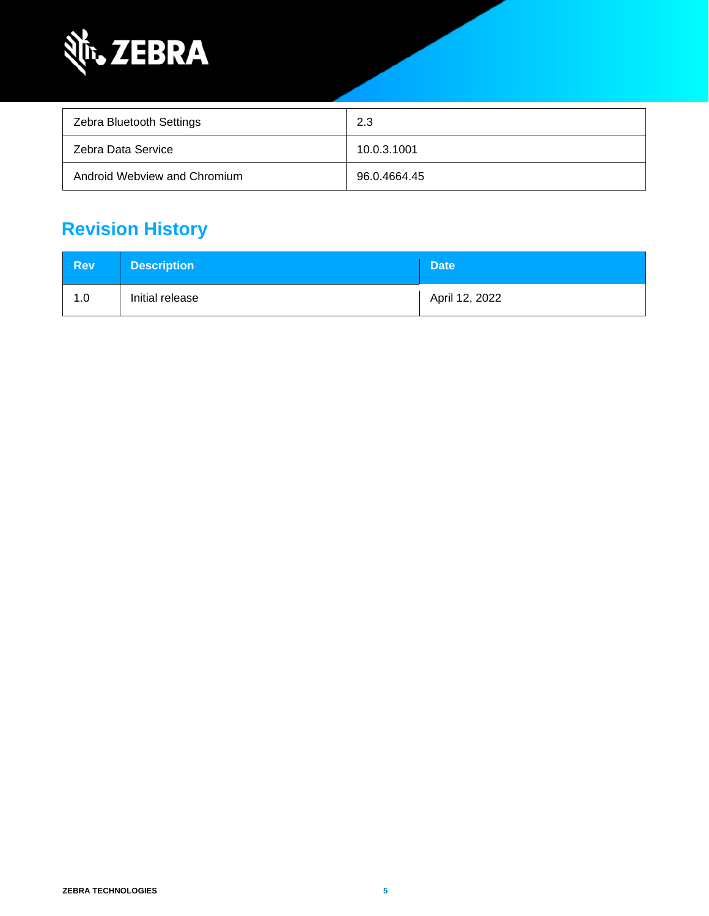| | |
|---|---|
| Zebra Bluetooth Settings | 2.3 |
| Zebra Data Service | 10.0.3.1001 |
| Android Webview and Chromium | 96.0.4664.45 |

## Revision History

| Rev | Description | Date |
|---|---|---|
| 1.0 | Initial release | April 12, 2022 |